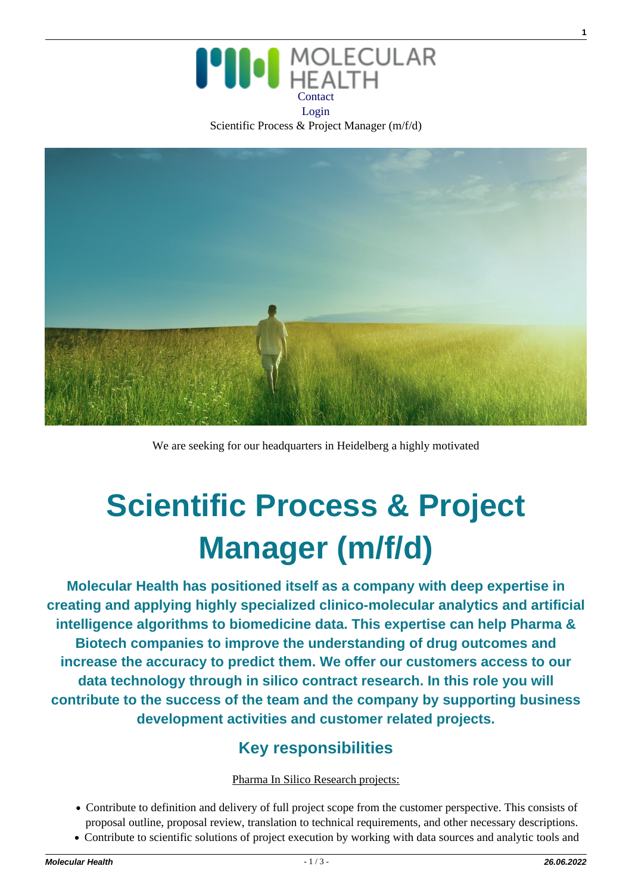Contact

Login

Scientific Process & Project Manager (m/f/d)

We are seeking for our headquarters in Heidelberg a highly motivated

# Scientific Process & Project Manager (m/f/d)

**Molecular Health has positioned itself as a company with deep expertise in creating and applying highly specialized clinico-molecular analytics and artificial intelligence algorithms to biomedicine data. This expertise can help Pharma & Biotech companies to improve the understanding of drug outcomes and increase the accuracy to predict them. We offer our customers access to our data technology through in silico contract research. In this role you will contribute to the success of the team and the company by supporting business development activities and customer related projects.**

## Key responsibilities

Pharma In Silico Research projects:

- Contribute to definition and delivery of full project scope from the customer perspective. This consists of proposal outline, proposal review, translation to technical requirements, and other necessary descriptions.
- Contribute to scientific solutions of project execution by working with data sources and analytic tools and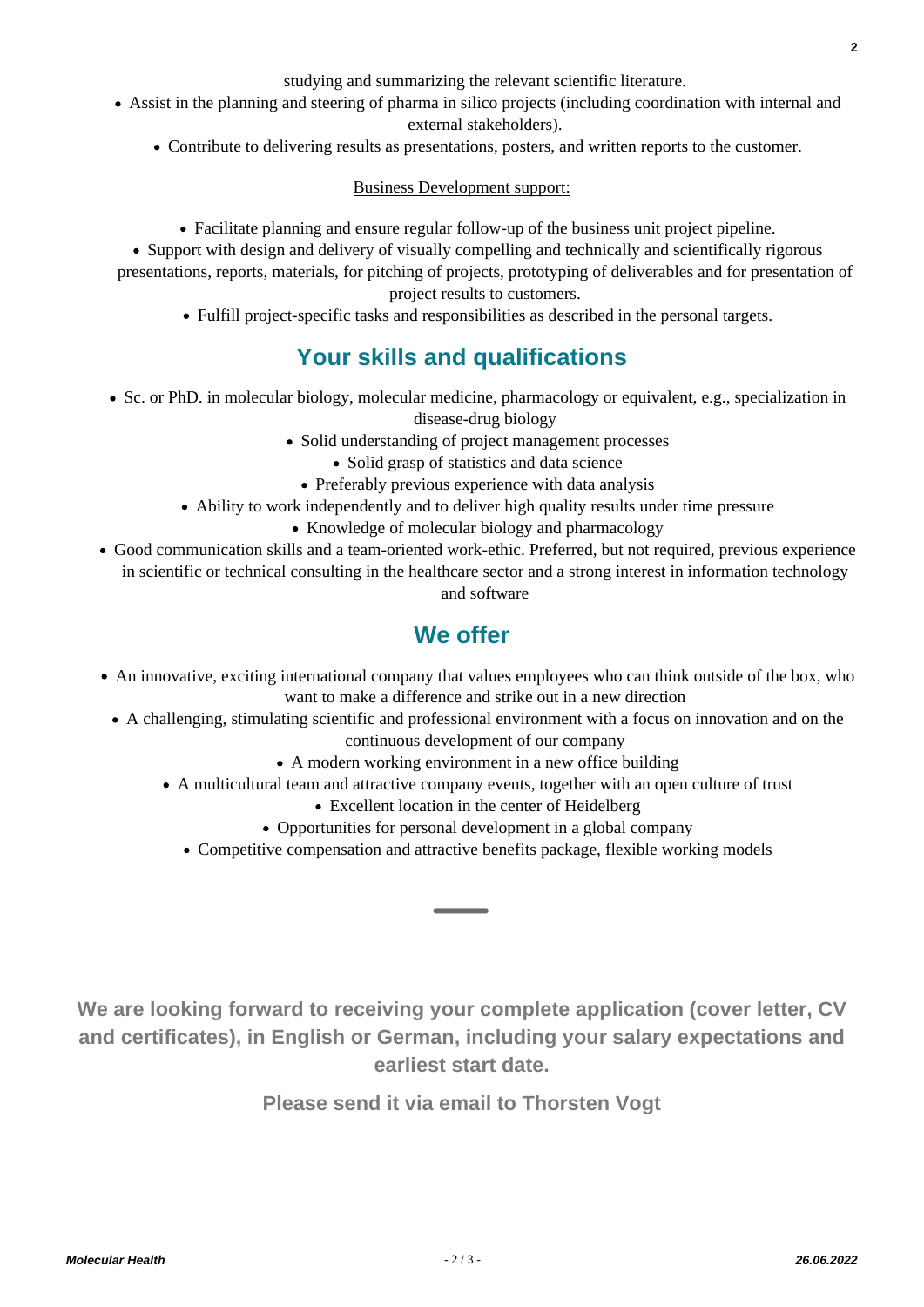studying and summarizing the relevant scientific literature.

- Assist in the planning and steering of pharma in silico projects (including coordination with internal and external stakeholders).
- Contribute to delivering results as presentations, posters, and written reports to the customer.

Business Development support:

- Facilitate planning and ensure regular follow-up of the business unit project pipeline.
- Support with design and delivery of visually compelling and technically and scientifically rigorous presentations, reports, materials, for pitching of projects, prototyping of deliverables and for presentation of project results to customers.
- Fulfill project-specific tasks and responsibilities as described in the personal targets.

## Your skills and qualifications

- Sc. or PhD. in molecular biology, molecular medicine, pharmacology or equivalent, e.g., specialization in disease-drug biology
- Solid understanding of project management processes
- Solid grasp of statistics and data science
- Preferably previous experience with data analysis
- Ability to work independently and to deliver high quality results under time pressure
- Knowledge of molecular biology and pharmacology
- Good communication skills and a team-oriented work-ethic. Preferred, but not required, previous experience in scientific or technical consulting in the healthcare sector and a strong interest in information technology and software

## We offer

- An innovative, exciting international company that values employees who can think outside of the box, who want to make a difference and strike out in a new direction
- A challenging, stimulating scientific and professional environment with a focus on innovation and on the continuous development of our company
- A modern working environment in a new office building
- A multicultural team and attractive company events, together with an open culture of trust
- Excellent location in the center of Heidelberg
- Opportunities for personal development in a global company
- Competitive compensation and attractive benefits package, flexible working models

**We are looking forward to receiving your complete application (cover letter, CV and certificates), in English or German, including your salary expectations and earliest start date.**

**Please send it via email to Thorsten Vogt**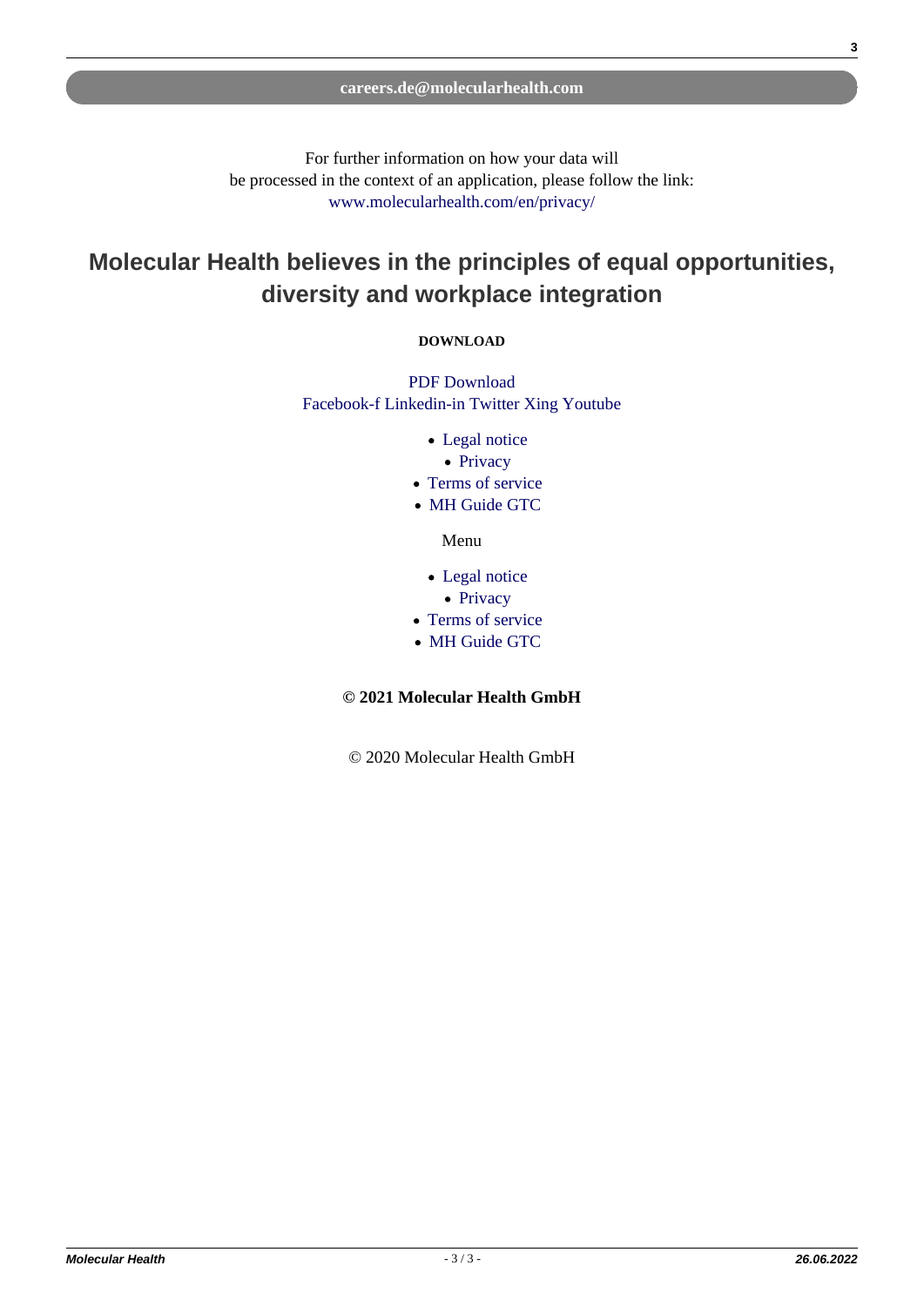**careers.de@molecularhealth.com**

For further information on how your data will
be processed in the context of an application, please follow the link:
www.molecularhealth.com/en/privacy/

## Molecular Health believes in the principles of equal opportunities, diversity and workplace integration

**DOWNLOAD**

PDF Download
Facebook-f Linkedin-in Twitter Xing Youtube

- Legal notice
- Privacy
- Terms of service
- MH Guide GTC

Menu

- Legal notice
- Privacy
- Terms of service
- MH Guide GTC

**© 2021 Molecular Health GmbH**

© 2020 Molecular Health GmbH